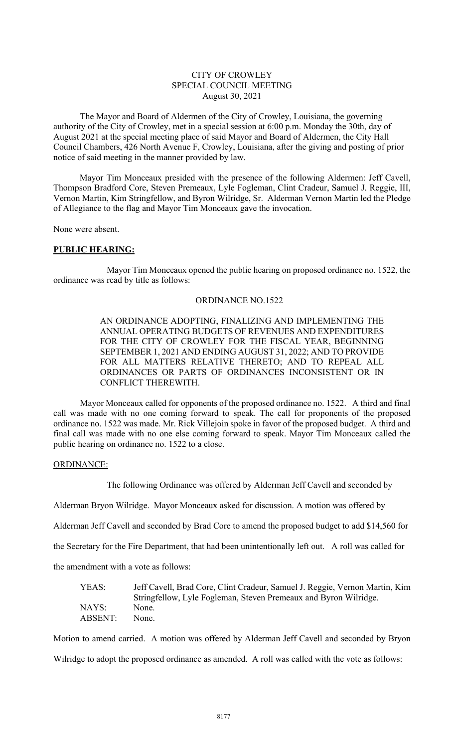CITY OF CROWLEY
SPECIAL COUNCIL MEETING
August 30, 2021

The Mayor and Board of Aldermen of the City of Crowley, Louisiana, the governing authority of the City of Crowley, met in a special session at 6:00 p.m. Monday the 30th, day of August 2021 at the special meeting place of said Mayor and Board of Aldermen, the City Hall Council Chambers, 426 North Avenue F, Crowley, Louisiana, after the giving and posting of prior notice of said meeting in the manner provided by law.

Mayor Tim Monceaux presided with the presence of the following Aldermen: Jeff Cavell, Thompson Bradford Core, Steven Premeaux, Lyle Fogleman, Clint Cradeur, Samuel J. Reggie, III, Vernon Martin, Kim Stringfellow, and Byron Wilridge, Sr. Alderman Vernon Martin led the Pledge of Allegiance to the flag and Mayor Tim Monceaux gave the invocation.

None were absent.

**PUBLIC HEARING:**

Mayor Tim Monceaux opened the public hearing on proposed ordinance no. 1522, the ordinance was read by title as follows:

ORDINANCE NO.1522

AN ORDINANCE ADOPTING, FINALIZING AND IMPLEMENTING THE ANNUAL OPERATING BUDGETS OF REVENUES AND EXPENDITURES FOR THE CITY OF CROWLEY FOR THE FISCAL YEAR, BEGINNING SEPTEMBER 1, 2021 AND ENDING AUGUST 31, 2022; AND TO PROVIDE FOR ALL MATTERS RELATIVE THERETO; AND TO REPEAL ALL ORDINANCES OR PARTS OF ORDINANCES INCONSISTENT OR IN CONFLICT THEREWITH.

Mayor Monceaux called for opponents of the proposed ordinance no. 1522. A third and final call was made with no one coming forward to speak. The call for proponents of the proposed ordinance no. 1522 was made. Mr. Rick Villejoin spoke in favor of the proposed budget. A third and final call was made with no one else coming forward to speak. Mayor Tim Monceaux called the public hearing on ordinance no. 1522 to a close.

ORDINANCE:

The following Ordinance was offered by Alderman Jeff Cavell and seconded by Alderman Bryon Wilridge. Mayor Monceaux asked for discussion. A motion was offered by Alderman Jeff Cavell and seconded by Brad Core to amend the proposed budget to add $14,560 for the Secretary for the Fire Department, that had been unintentionally left out. A roll was called for the amendment with a vote as follows:

YEAS: Jeff Cavell, Brad Core, Clint Cradeur, Samuel J. Reggie, Vernon Martin, Kim Stringfellow, Lyle Fogleman, Steven Premeaux and Byron Wilridge.
NAYS: None.
ABSENT: None.

Motion to amend carried. A motion was offered by Alderman Jeff Cavell and seconded by Bryon Wilridge to adopt the proposed ordinance as amended. A roll was called with the vote as follows: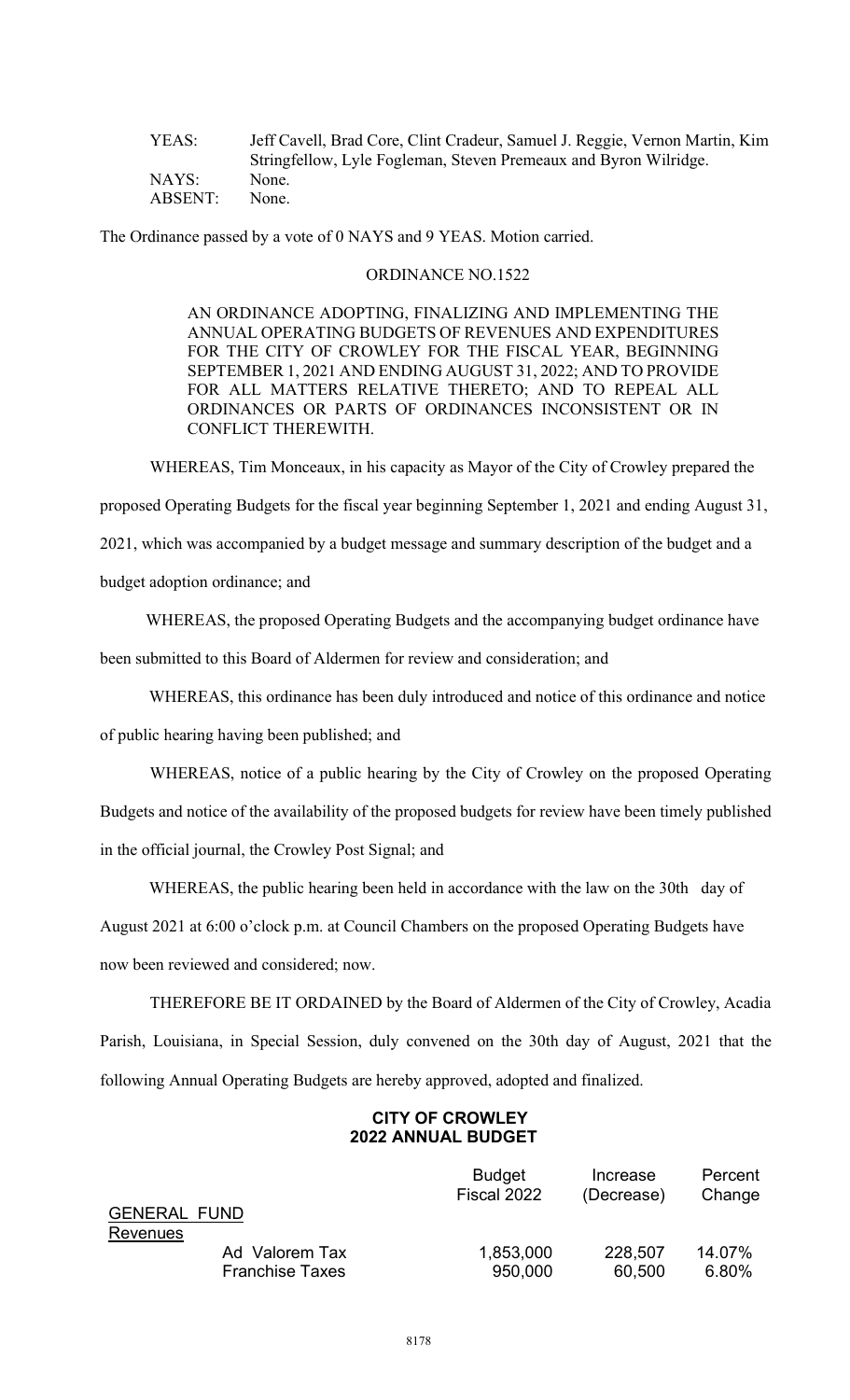| | |
|---|---|
| YEAS: | Jeff Cavell, Brad Core, Clint Cradeur, Samuel J. Reggie, Vernon Martin, Kim Stringfellow, Lyle Fogleman, Steven Premeaux and Byron Wilridge. |
| NAYS: | None. |
| ABSENT: | None. |

The Ordinance passed by a vote of 0 NAYS and 9 YEAS. Motion carried.

ORDINANCE NO.1522

AN ORDINANCE ADOPTING, FINALIZING AND IMPLEMENTING THE ANNUAL OPERATING BUDGETS OF REVENUES AND EXPENDITURES FOR THE CITY OF CROWLEY FOR THE FISCAL YEAR, BEGINNING SEPTEMBER 1, 2021 AND ENDING AUGUST 31, 2022; AND TO PROVIDE FOR ALL MATTERS RELATIVE THERETO; AND TO REPEAL ALL ORDINANCES OR PARTS OF ORDINANCES INCONSISTENT OR IN CONFLICT THEREWITH.

WHEREAS, Tim Monceaux, in his capacity as Mayor of the City of Crowley prepared the proposed Operating Budgets for the fiscal year beginning September 1, 2021 and ending August 31, 2021, which was accompanied by a budget message and summary description of the budget and a budget adoption ordinance; and

WHEREAS, the proposed Operating Budgets and the accompanying budget ordinance have been submitted to this Board of Aldermen for review and consideration; and

WHEREAS, this ordinance has been duly introduced and notice of this ordinance and notice of public hearing having been published; and

WHEREAS, notice of a public hearing by the City of Crowley on the proposed Operating Budgets and notice of the availability of the proposed budgets for review have been timely published in the official journal, the Crowley Post Signal; and

WHEREAS, the public hearing been held in accordance with the law on the 30th day of August 2021 at 6:00 o'clock p.m. at Council Chambers on the proposed Operating Budgets have now been reviewed and considered; now.

THEREFORE BE IT ORDAINED by the Board of Aldermen of the City of Crowley, Acadia Parish, Louisiana, in Special Session, duly convened on the 30th day of August, 2021 that the following Annual Operating Budgets are hereby approved, adopted and finalized.

**CITY OF CROWLEY**
**2022 ANNUAL BUDGET**

| | Budget Fiscal 2022 | Increase (Decrease) | Percent Change |
|---|---|---|---|
| GENERAL FUND | | | |
| Revenues | | | |
| Ad Valorem Tax | 1,853,000 | 228,507 | 14.07% |
| Franchise Taxes | 950,000 | 60,500 | 6.80% |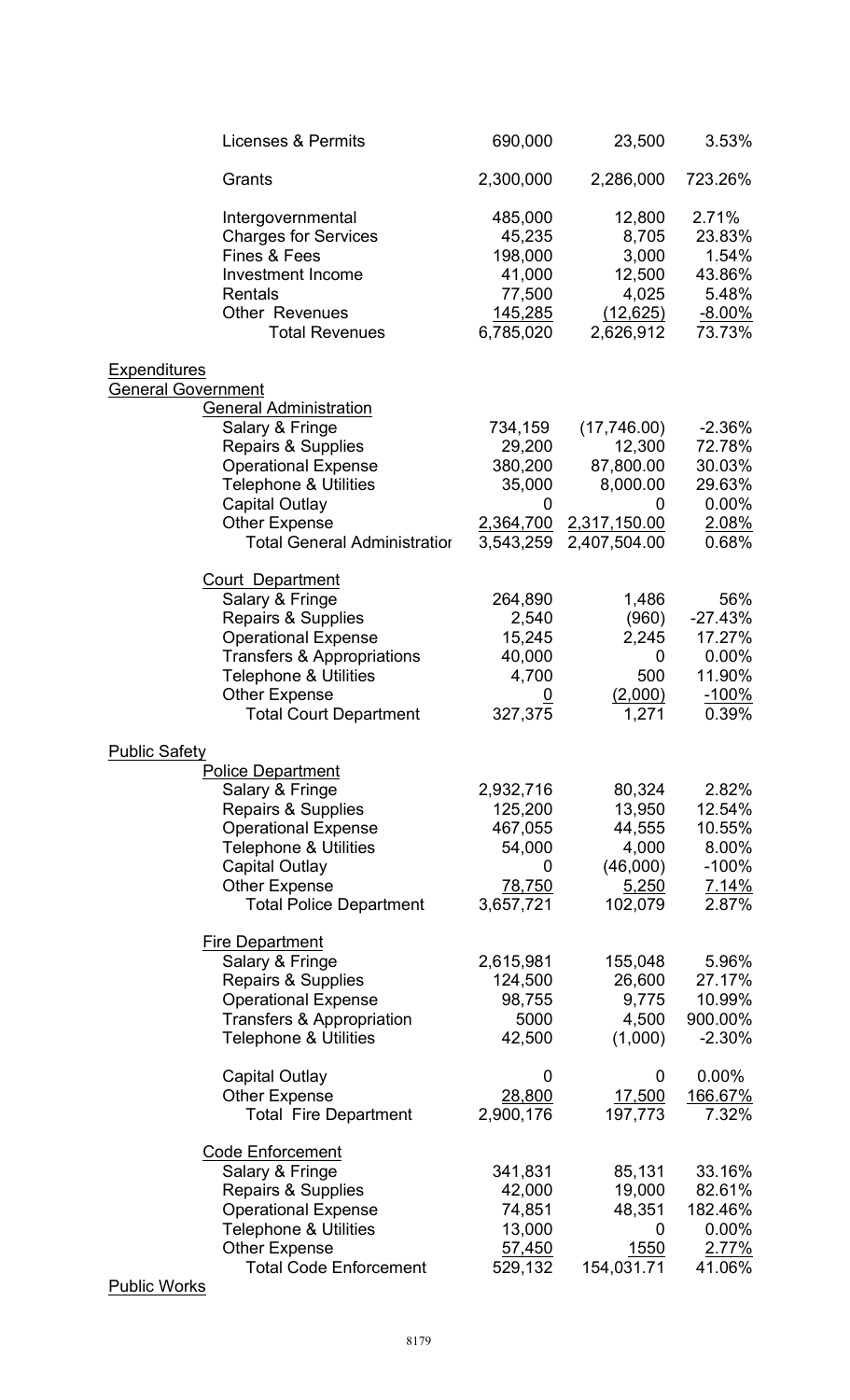| | | | |
|---|---|---|---|
| Licenses & Permits | 690,000 | 23,500 | 3.53% |
| Grants | 2,300,000 | 2,286,000 | 723.26% |
| Intergovernmental | 485,000 | 12,800 | 2.71% |
| Charges for Services | 45,235 | 8,705 | 23.83% |
| Fines & Fees | 198,000 | 3,000 | 1.54% |
| Investment Income | 41,000 | 12,500 | 43.86% |
| Rentals | 77,500 | 4,025 | 5.48% |
| Other Revenues | 145,285 | (12,625) | -8.00% |
| Total Revenues | 6,785,020 | 2,626,912 | 73.73% |
| **Expenditures** | | | |
| **General Government** | | | |
| General Administration | | | |
| Salary & Fringe | 734,159 | (17,746.00) | -2.36% |
| Repairs & Supplies | 29,200 | 12,300 | 72.78% |
| Operational Expense | 380,200 | 87,800.00 | 30.03% |
| Telephone & Utilities | 35,000 | 8,000.00 | 29.63% |
| Capital Outlay | 0 | 0 | 0.00% |
| Other Expense | 2,364,700 | 2,317,150.00 | 2.08% |
| Total General Administratior | 3,543,259 | 2,407,504.00 | 0.68% |
| Court Department | | | |
| Salary & Fringe | 264,890 | 1,486 | 56% |
| Repairs & Supplies | 2,540 | (960) | -27.43% |
| Operational Expense | 15,245 | 2,245 | 17.27% |
| Transfers & Appropriations | 40,000 | 0 | 0.00% |
| Telephone & Utilities | 4,700 | 500 | 11.90% |
| Other Expense | 0 | (2,000) | -100% |
| Total Court Department | 327,375 | 1,271 | 0.39% |
| **Public Safety** | | | |
| Police Department | | | |
| Salary & Fringe | 2,932,716 | 80,324 | 2.82% |
| Repairs & Supplies | 125,200 | 13,950 | 12.54% |
| Operational Expense | 467,055 | 44,555 | 10.55% |
| Telephone & Utilities | 54,000 | 4,000 | 8.00% |
| Capital Outlay | 0 | (46,000) | -100% |
| Other Expense | 78,750 | 5,250 | 7.14% |
| Total Police Department | 3,657,721 | 102,079 | 2.87% |
| Fire Department | | | |
| Salary & Fringe | 2,615,981 | 155,048 | 5.96% |
| Repairs & Supplies | 124,500 | 26,600 | 27.17% |
| Operational Expense | 98,755 | 9,775 | 10.99% |
| Transfers & Appropriation | 5000 | 4,500 | 900.00% |
| Telephone & Utilities | 42,500 | (1,000) | -2.30% |
| Capital Outlay | 0 | 0 | 0.00% |
| Other Expense | 28,800 | 17,500 | 166.67% |
| Total Fire Department | 2,900,176 | 197,773 | 7.32% |
| Code Enforcement | | | |
| Salary & Fringe | 341,831 | 85,131 | 33.16% |
| Repairs & Supplies | 42,000 | 19,000 | 82.61% |
| Operational Expense | 74,851 | 48,351 | 182.46% |
| Telephone & Utilities | 13,000 | 0 | 0.00% |
| Other Expense | 57,450 | 1550 | 2.77% |
| Total Code Enforcement | 529,132 | 154,031.71 | 41.06% |
| **Public Works** | | | |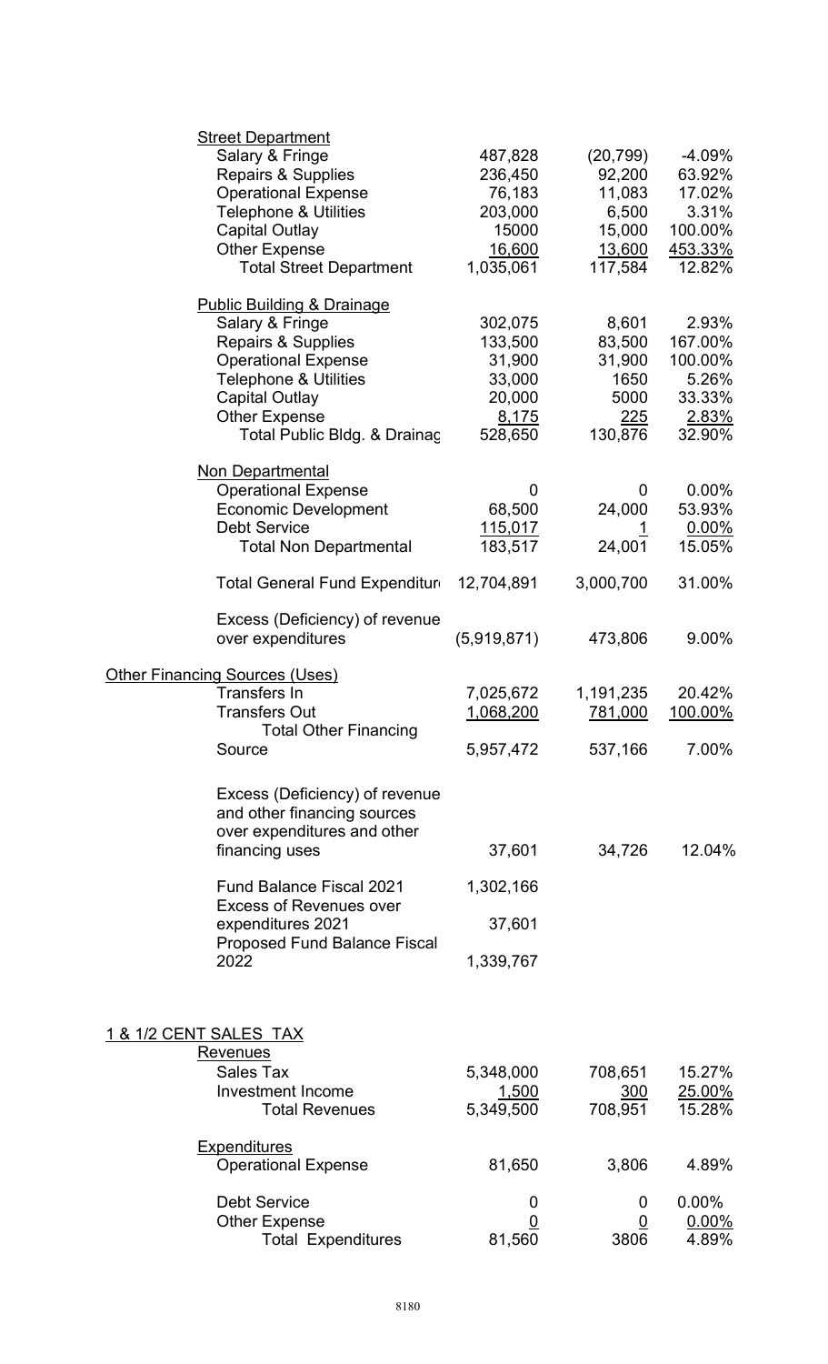| | | | |
|---|---|---|---|
| **Street Department** | | | |
| Salary & Fringe | 487,828 | (20,799) | -4.09% |
| Repairs & Supplies | 236,450 | 92,200 | 63.92% |
| Operational Expense | 76,183 | 11,083 | 17.02% |
| Telephone & Utilities | 203,000 | 6,500 | 3.31% |
| Capital Outlay | 15000 | 15,000 | 100.00% |
| Other Expense | 16,600 | 13,600 | 453.33% |
| Total Street Department | 1,035,061 | 117,584 | 12.82% |
| **Public Building & Drainage** | | | |
| Salary & Fringe | 302,075 | 8,601 | 2.93% |
| Repairs & Supplies | 133,500 | 83,500 | 167.00% |
| Operational Expense | 31,900 | 31,900 | 100.00% |
| Telephone & Utilities | 33,000 | 1650 | 5.26% |
| Capital Outlay | 20,000 | 5000 | 33.33% |
| Other Expense | 8,175 | 225 | 2.83% |
| Total Public Bldg. & Drainag | 528,650 | 130,876 | 32.90% |
| **Non Departmental** | | | |
| Operational Expense | 0 | 0 | 0.00% |
| Economic Development | 68,500 | 24,000 | 53.93% |
| Debt Service | 115,017 | 1 | 0.00% |
| Total Non Departmental | 183,517 | 24,001 | 15.05% |
| Total General Fund Expenditur | 12,704,891 | 3,000,700 | 31.00% |
| Excess (Deficiency) of revenue over expenditures | (5,919,871) | 473,806 | 9.00% |
| **Other Financing Sources (Uses)** | | | |
| Transfers In | 7,025,672 | 1,191,235 | 20.42% |
| Transfers Out | 1,068,200 | 781,000 | 100.00% |
| Total Other Financing Source | 5,957,472 | 537,166 | 7.00% |
| Excess (Deficiency) of revenue and other financing sources over expenditures and other financing uses | 37,601 | 34,726 | 12.04% |
| Fund Balance Fiscal 2021 | 1,302,166 | | |
| Excess of Revenues over expenditures 2021 | 37,601 | | |
| Proposed Fund Balance Fiscal 2022 | 1,339,767 | | |

| | | | |
|---|---|---|---|
| **1 & 1/2 CENT SALES TAX** | | | |
| **Revenues** | | | |
| Sales Tax | 5,348,000 | 708,651 | 15.27% |
| Investment Income | 1,500 | 300 | 25.00% |
| Total Revenues | 5,349,500 | 708,951 | 15.28% |
| **Expenditures** | | | |
| Operational Expense | 81,650 | 3,806 | 4.89% |
| Debt Service | 0 | 0 | 0.00% |
| Other Expense | 0 | 0 | 0.00% |
| Total Expenditures | 81,560 | 3806 | 4.89% |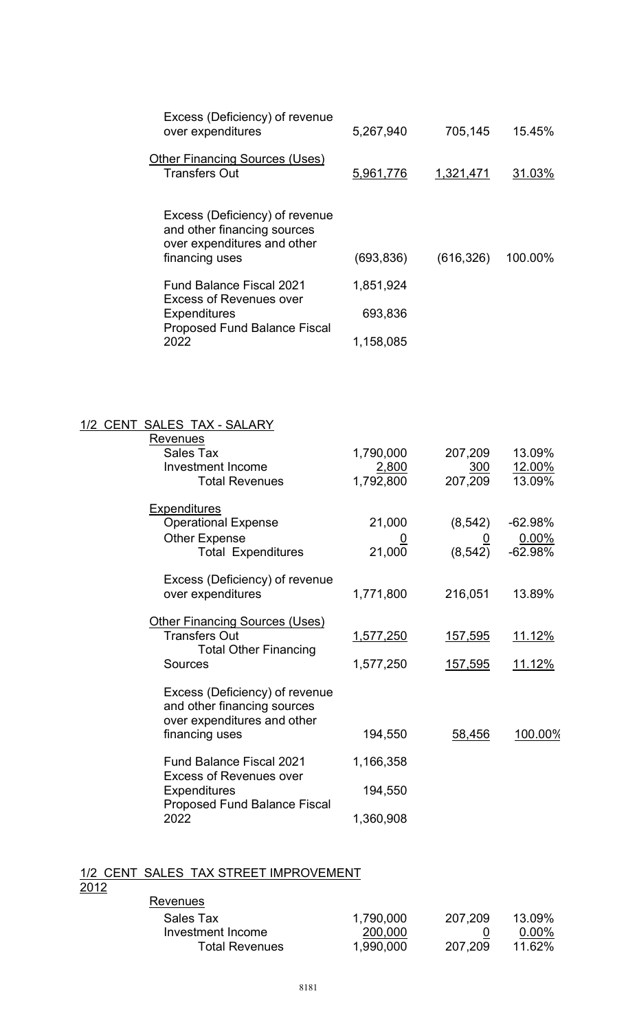| | | | |
|---|---|---|---|
| Excess (Deficiency) of revenue over expenditures | 5,267,940 | 705,145 | 15.45% |
| **Other Financing Sources (Uses)** | | | |
| Transfers Out | 5,961,776 | 1,321,471 | 31.03% |
| Excess (Deficiency) of revenue and other financing sources over expenditures and other financing uses | (693,836) | (616,326) | 100.00% |
| Fund Balance Fiscal 2021 | 1,851,924 | | |
| Excess of Revenues over Expenditures | 693,836 | | |
| Proposed Fund Balance Fiscal 2022 | 1,158,085 | | |

## 1/2 CENT SALES TAX - SALARY

| | | | |
|---|---|---|---|
| **Revenues** | | | |
| Sales Tax | 1,790,000 | 207,209 | 13.09% |
| Investment Income | 2,800 | 300 | 12.00% |
| Total Revenues | 1,792,800 | 207,209 | 13.09% |
| **Expenditures** | | | |
| Operational Expense | 21,000 | (8,542) | -62.98% |
| Other Expense | 0 | 0 | 0.00% |
| Total Expenditures | 21,000 | (8,542) | -62.98% |
| Excess (Deficiency) of revenue over expenditures | 1,771,800 | 216,051 | 13.89% |
| **Other Financing Sources (Uses)** | | | |
| Transfers Out | 1,577,250 | 157,595 | 11.12% |
| Total Other Financing Sources | 1,577,250 | 157,595 | 11.12% |
| Excess (Deficiency) of revenue and other financing sources over expenditures and other financing uses | 194,550 | 58,456 | 100.00% |
| Fund Balance Fiscal 2021 | 1,166,358 | | |
| Excess of Revenues over Expenditures | 194,550 | | |
| Proposed Fund Balance Fiscal 2022 | 1,360,908 | | |

## 1/2 CENT SALES TAX STREET IMPROVEMENT 2012

| | | | |
|---|---|---|---|
| **Revenues** | | | |
| Sales Tax | 1,790,000 | 207,209 | 13.09% |
| Investment Income | 200,000 | 0 | 0.00% |
| Total Revenues | 1,990,000 | 207,209 | 11.62% |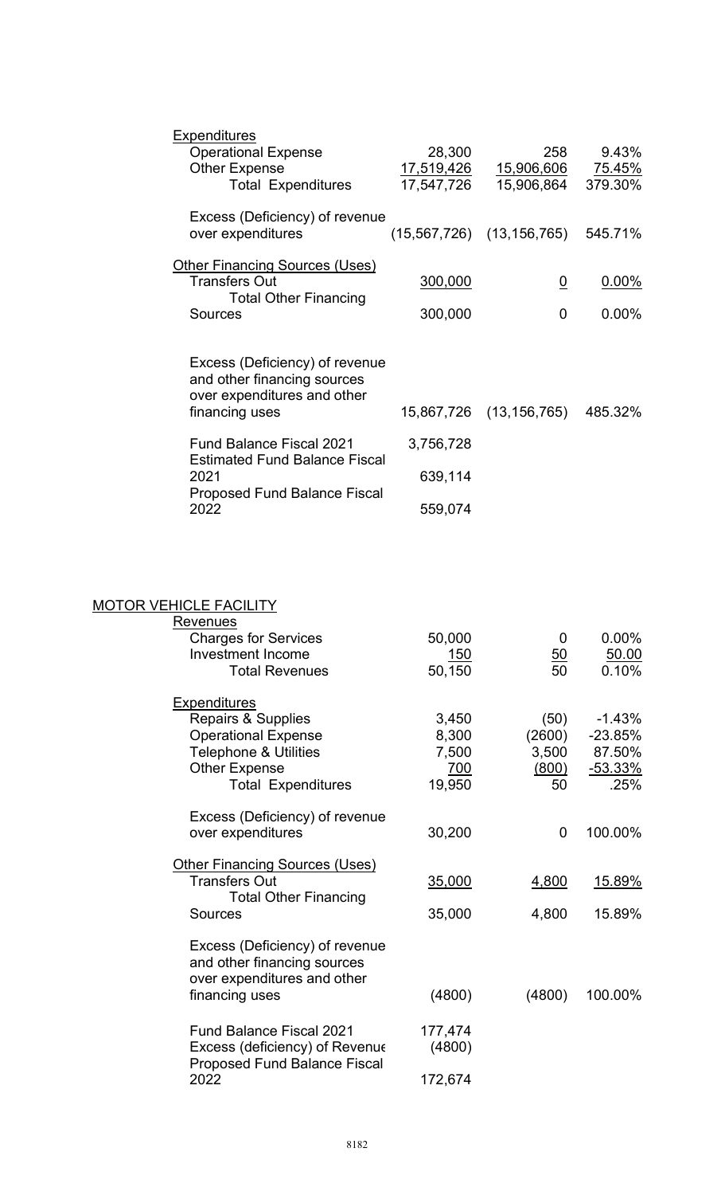| | | | |
|---|---|---|---|
| <u>Expenditures</u> | | | |
| Operational Expense | 28,300 | 258 | 9.43% |
| Other Expense | <u>17,519,426</u> | <u>15,906,606</u> | <u>75.45%</u> |
| Total Expenditures | 17,547,726 | 15,906,864 | 379.30% |
| Excess (Deficiency) of revenue over expenditures | (15,567,726) | (13,156,765) | 545.71% |
| <u>Other Financing Sources (Uses)</u> | | | |
| Transfers Out | <u>300,000</u> | <u>0</u> | <u>0.00%</u> |
| Total Other Financing Sources | 300,000 | 0 | 0.00% |
| Excess (Deficiency) of revenue and other financing sources over expenditures and other financing uses | 15,867,726 | (13,156,765) | 485.32% |
| Fund Balance Fiscal 2021 | 3,756,728 | | |
| Estimated Fund Balance Fiscal 2021 | 639,114 | | |
| Proposed Fund Balance Fiscal 2022 | 559,074 | | |

<u>MOTOR VEHICLE FACILITY</u>

| | | | |
|---|---|---|---|
| <u>Revenues</u> | | | |
| Charges for Services | 50,000 | 0 | 0.00% |
| Investment Income | <u>150</u> | <u>50</u> | <u>50.00</u> |
| Total Revenues | 50,150 | 50 | 0.10% |
| <u>Expenditures</u> | | | |
| Repairs & Supplies | 3,450 | (50) | -1.43% |
| Operational Expense | 8,300 | (2600) | -23.85% |
| Telephone & Utilities | 7,500 | 3,500 | 87.50% |
| Other Expense | <u>700</u> | <u>(800)</u> | <u>-53.33%</u> |
| Total Expenditures | 19,950 | 50 | .25% |
| Excess (Deficiency) of revenue over expenditures | 30,200 | 0 | 100.00% |
| <u>Other Financing Sources (Uses)</u> | | | |
| Transfers Out | <u>35,000</u> | <u>4,800</u> | <u>15.89%</u> |
| Total Other Financing Sources | 35,000 | 4,800 | 15.89% |
| Excess (Deficiency) of revenue and other financing sources over expenditures and other financing uses | (4800) | (4800) | 100.00% |
| Fund Balance Fiscal 2021 | 177,474 | | |
| Excess (deficiency) of Revenue | (4800) | | |
| Proposed Fund Balance Fiscal 2022 | 172,674 | | |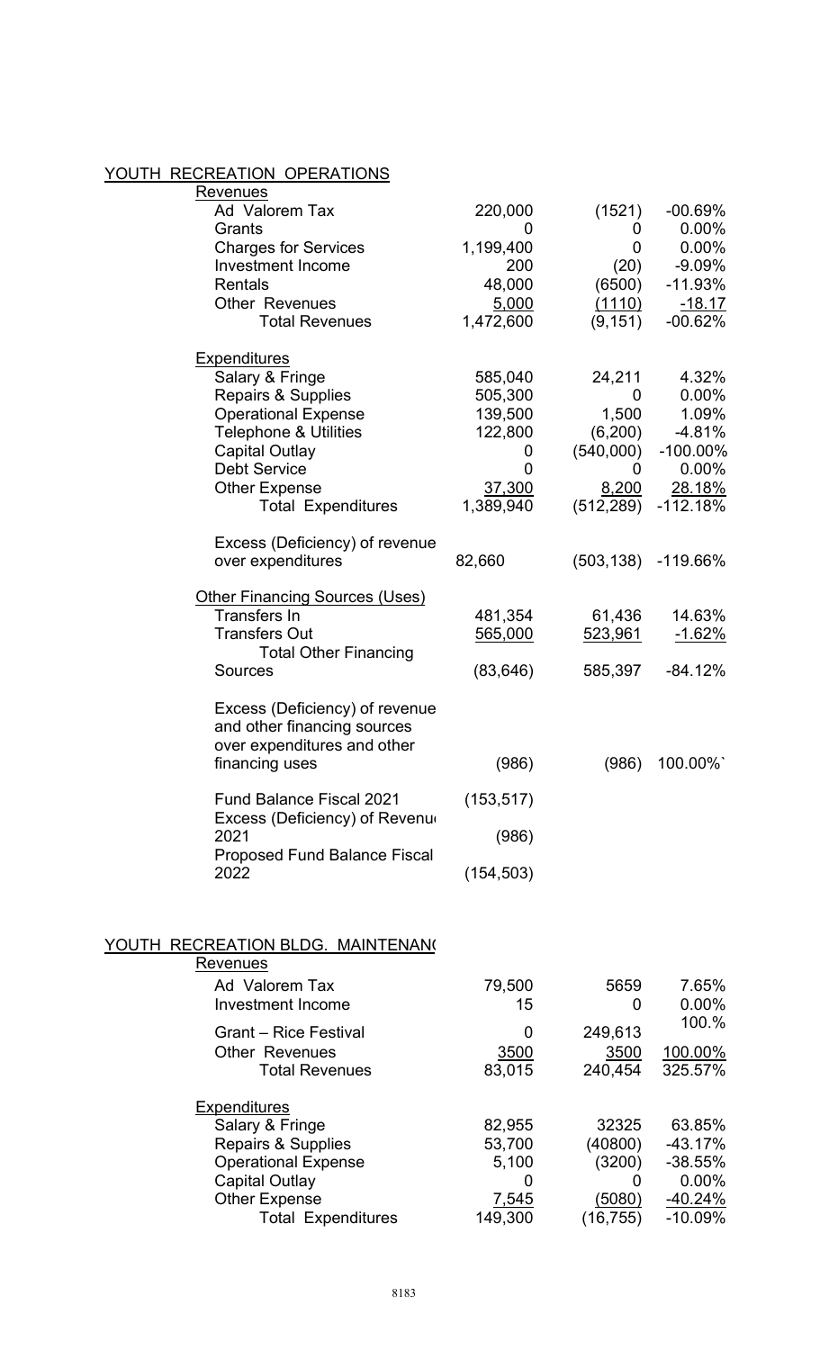## YOUTH RECREATION OPERATIONS

| | | | |
|---|---|---|---|
| **Revenues** | | | |
| Ad Valorem Tax | 220,000 | (1521) | -00.69% |
| Grants | 0 | 0 | 0.00% |
| Charges for Services | 1,199,400 | 0 | 0.00% |
| Investment Income | 200 | (20) | -9.09% |
| Rentals | 48,000 | (6500) | -11.93% |
| Other Revenues | 5,000 | (1110) | -18.17 |
| Total Revenues | 1,472,600 | (9,151) | -00.62% |
| **Expenditures** | | | |
| Salary & Fringe | 585,040 | 24,211 | 4.32% |
| Repairs & Supplies | 505,300 | 0 | 0.00% |
| Operational Expense | 139,500 | 1,500 | 1.09% |
| Telephone & Utilities | 122,800 | (6,200) | -4.81% |
| Capital Outlay | 0 | (540,000) | -100.00% |
| Debt Service | 0 | 0 | 0.00% |
| Other Expense | 37,300 | 8,200 | 28.18% |
| Total Expenditures | 1,389,940 | (512,289) | -112.18% |
| Excess (Deficiency) of revenue over expenditures | 82,660 | (503,138) | -119.66% |
| **Other Financing Sources (Uses)** | | | |
| Transfers In | 481,354 | 61,436 | 14.63% |
| Transfers Out | 565,000 | 523,961 | -1.62% |
| Total Other Financing Sources | (83,646) | 585,397 | -84.12% |
| Excess (Deficiency) of revenue and other financing sources over expenditures and other financing uses | (986) | (986) | 100.00%` |
| Fund Balance Fiscal 2021 | (153,517) | | |
| Excess (Deficiency) of Revenue 2021 | (986) | | |
| Proposed Fund Balance Fiscal 2022 | (154,503) | | |

## YOUTH RECREATION BLDG. MAINTENANCE

| | | | |
|---|---|---|---|
| **Revenues** | | | |
| Ad Valorem Tax | 79,500 | 5659 | 7.65% |
| Investment Income | 15 | 0 | 0.00% |
| Grant – Rice Festival | 0 | 249,613 | 100.% |
| Other Revenues | 3500 | 3500 | 100.00% |
| Total Revenues | 83,015 | 240,454 | 325.57% |
| **Expenditures** | | | |
| Salary & Fringe | 82,955 | 32325 | 63.85% |
| Repairs & Supplies | 53,700 | (40800) | -43.17% |
| Operational Expense | 5,100 | (3200) | -38.55% |
| Capital Outlay | 0 | 0 | 0.00% |
| Other Expense | 7,545 | (5080) | -40.24% |
| Total Expenditures | 149,300 | (16,755) | -10.09% |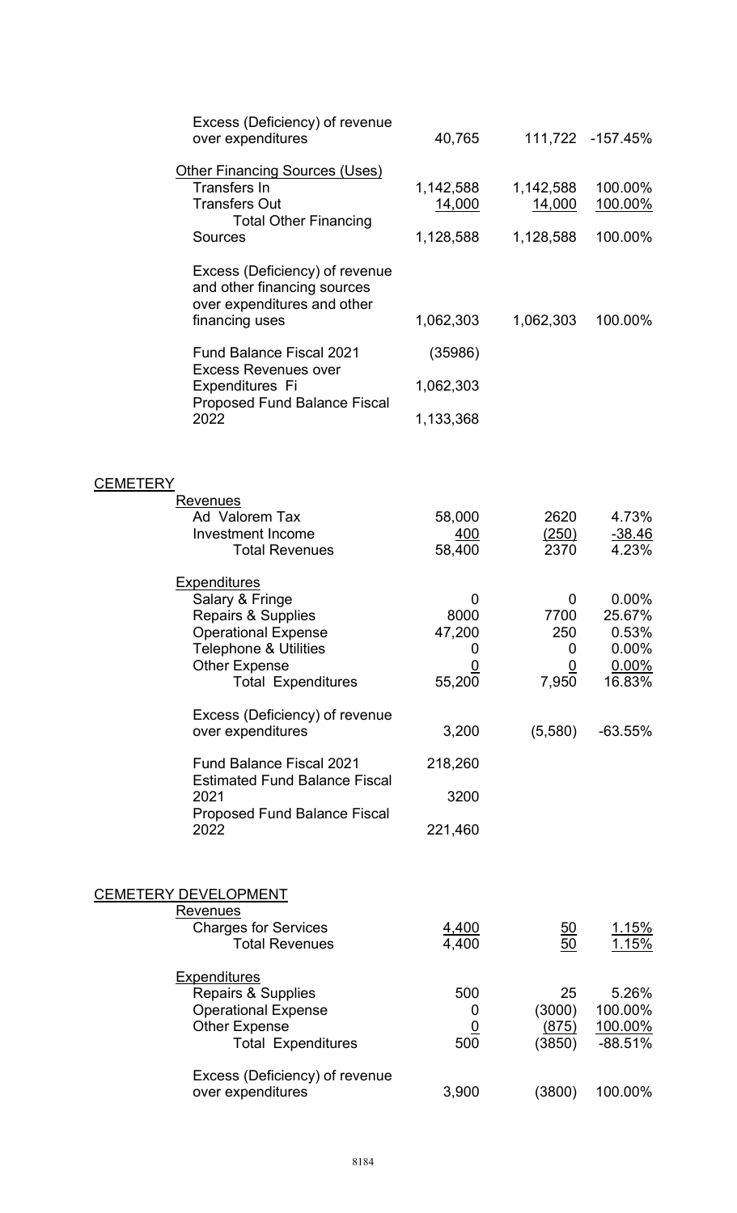| | | | |
|---|---|---|---|
| Excess (Deficiency) of revenue over expenditures | 40,765 | 111,722 | -157.45% |
| Other Financing Sources (Uses) | | | |
| Transfers In | 1,142,588 | 1,142,588 | 100.00% |
| Transfers Out | 14,000 | 14,000 | 100.00% |
| Total Other Financing Sources | 1,128,588 | 1,128,588 | 100.00% |
| Excess (Deficiency) of revenue and other financing sources over expenditures and other financing uses | 1,062,303 | 1,062,303 | 100.00% |
| Fund Balance Fiscal 2021 | (35986) | | |
| Excess Revenues over Expenditures Fi | 1,062,303 | | |
| Proposed Fund Balance Fiscal 2022 | 1,133,368 | | |

## CEMETERY

| | | | |
|---|---|---|---|
| **Revenues** | | | |
| Ad Valorem Tax | 58,000 | 2620 | 4.73% |
| Investment Income | 400 | (250) | -38.46 |
| Total Revenues | 58,400 | 2370 | 4.23% |
| **Expenditures** | | | |
| Salary & Fringe | 0 | 0 | 0.00% |
| Repairs & Supplies | 8000 | 7700 | 25.67% |
| Operational Expense | 47,200 | 250 | 0.53% |
| Telephone & Utilities | 0 | 0 | 0.00% |
| Other Expense | 0 | 0 | 0.00% |
| Total Expenditures | 55,200 | 7,950 | 16.83% |
| Excess (Deficiency) of revenue over expenditures | 3,200 | (5,580) | -63.55% |
| Fund Balance Fiscal 2021 | 218,260 | | |
| Estimated Fund Balance Fiscal 2021 | 3200 | | |
| Proposed Fund Balance Fiscal 2022 | 221,460 | | |

## CEMETERY DEVELOPMENT

| | | | |
|---|---|---|---|
| **Revenues** | | | |
| Charges for Services | 4,400 | 50 | 1.15% |
| Total Revenues | 4,400 | 50 | 1.15% |
| **Expenditures** | | | |
| Repairs & Supplies | 500 | 25 | 5.26% |
| Operational Expense | 0 | (3000) | 100.00% |
| Other Expense | 0 | (875) | 100.00% |
| Total Expenditures | 500 | (3850) | -88.51% |
| Excess (Deficiency) of revenue over expenditures | 3,900 | (3800) | 100.00% |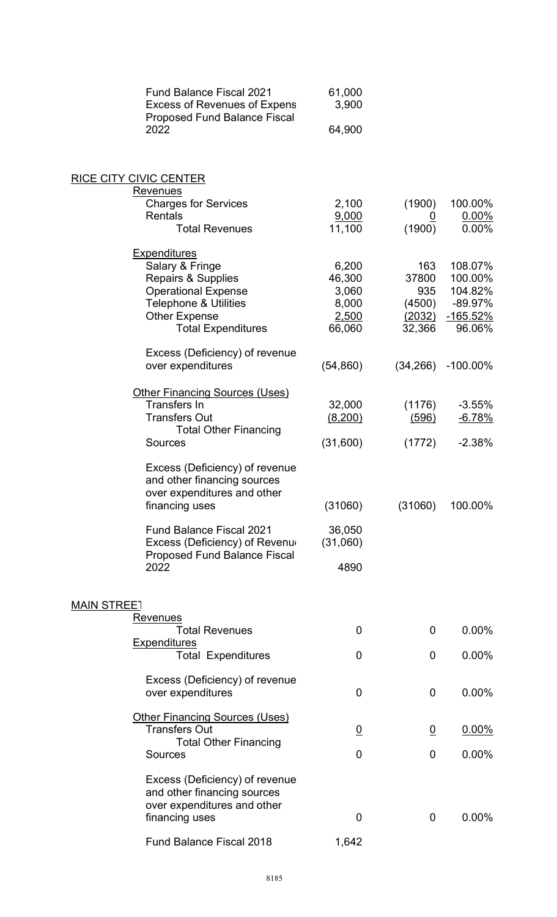| | | | |
|---|---|---|---|
| Fund Balance Fiscal 2021 | 61,000 | | |
| Excess of Revenues of Expens | 3,900 | | |
| Proposed Fund Balance Fiscal 2022 | 64,900 | | |

## RICE CITY CIVIC CENTER

| | | | |
|---|---|---|---|
| **Revenues** | | | |
| Charges for Services | 2,100 | (1900) | 100.00% |
| Rentals | 9,000 | 0 | 0.00% |
| Total Revenues | 11,100 | (1900) | 0.00% |
| **Expenditures** | | | |
| Salary & Fringe | 6,200 | 163 | 108.07% |
| Repairs & Supplies | 46,300 | 37800 | 100.00% |
| Operational Expense | 3,060 | 935 | 104.82% |
| Telephone & Utilities | 8,000 | (4500) | -89.97% |
| Other Expense | 2,500 | (2032) | -165.52% |
| Total Expenditures | 66,060 | 32,366 | 96.06% |
| Excess (Deficiency) of revenue over expenditures | (54,860) | (34,266) | -100.00% |
| **Other Financing Sources (Uses)** | | | |
| Transfers In | 32,000 | (1176) | -3.55% |
| Transfers Out | (8,200) | (596) | -6.78% |
| Total Other Financing Sources | (31,600) | (1772) | -2.38% |
| Excess (Deficiency) of revenue and other financing sources over expenditures and other financing uses | (31060) | (31060) | 100.00% |
| Fund Balance Fiscal 2021 | 36,050 | | |
| Excess (Deficiency) of Revenu | (31,060) | | |
| Proposed Fund Balance Fiscal 2022 | 4890 | | |

## MAIN STREET

| | | | |
|---|---|---|---|
| **Revenues** | | | |
| Total Revenues | 0 | 0 | 0.00% |
| **Expenditures** | | | |
| Total Expenditures | 0 | 0 | 0.00% |
| Excess (Deficiency) of revenue over expenditures | 0 | 0 | 0.00% |
| **Other Financing Sources (Uses)** | | | |
| Transfers Out | 0 | 0 | 0.00% |
| Total Other Financing Sources | 0 | 0 | 0.00% |
| Excess (Deficiency) of revenue and other financing sources over expenditures and other financing uses | 0 | 0 | 0.00% |
| Fund Balance Fiscal 2018 | 1,642 | | |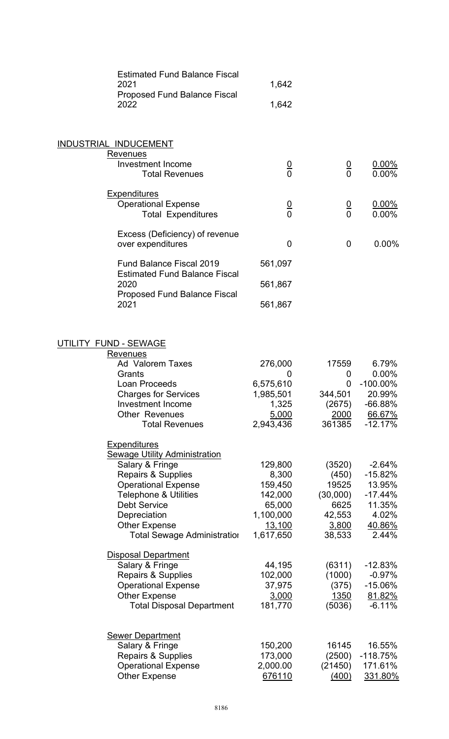| | | | |
|---|---|---|---|
| Estimated Fund Balance Fiscal 2021 | 1,642 | | |
| Proposed Fund Balance Fiscal 2022 | 1,642 | | |

## INDUSTRIAL INDUCEMENT

| | | | |
|---|---|---|---|
| **Revenues** | | | |
| Investment Income | 0 | 0 | 0.00% |
| Total Revenues | 0 | 0 | 0.00% |
| **Expenditures** | | | |
| Operational Expense | 0 | 0 | 0.00% |
| Total Expenditures | 0 | 0 | 0.00% |
| Excess (Deficiency) of revenue over expenditures | 0 | 0 | 0.00% |
| Fund Balance Fiscal 2019 | 561,097 | | |
| Estimated Fund Balance Fiscal 2020 | 561,867 | | |
| Proposed Fund Balance Fiscal 2021 | 561,867 | | |

## UTILITY FUND - SEWAGE

| | | | |
|---|---|---|---|
| **Revenues** | | | |
| Ad Valorem Taxes | 276,000 | 17559 | 6.79% |
| Grants | 0 | 0 | 0.00% |
| Loan Proceeds | 6,575,610 | 0 | -100.00% |
| Charges for Services | 1,985,501 | 344,501 | 20.99% |
| Investment Income | 1,325 | (2675) | -66.88% |
| Other Revenues | 5,000 | 2000 | 66.67% |
| Total Revenues | 2,943,436 | 361385 | -12.17% |
| **Expenditures** | | | |
| **Sewage Utility Administration** | | | |
| Salary & Fringe | 129,800 | (3520) | -2.64% |
| Repairs & Supplies | 8,300 | (450) | -15.82% |
| Operational Expense | 159,450 | 19525 | 13.95% |
| Telephone & Utilities | 142,000 | (30,000) | -17.44% |
| Debt Service | 65,000 | 6625 | 11.35% |
| Depreciation | 1,100,000 | 42,553 | 4.02% |
| Other Expense | 13,100 | 3,800 | 40.86% |
| Total Sewage Administration | 1,617,650 | 38,533 | 2.44% |
| **Disposal Department** | | | |
| Salary & Fringe | 44,195 | (6311) | -12.83% |
| Repairs & Supplies | 102,000 | (1000) | -0.97% |
| Operational Expense | 37,975 | (375) | -15.06% |
| Other Expense | 3,000 | 1350 | 81.82% |
| Total Disposal Department | 181,770 | (5036) | -6.11% |
| **Sewer Department** | | | |
| Salary & Fringe | 150,200 | 16145 | 16.55% |
| Repairs & Supplies | 173,000 | (2500) | -118.75% |
| Operational Expense | 2,000.00 | (21450) | 171.61% |
| Other Expense | 676110 | (400) | 331.80% |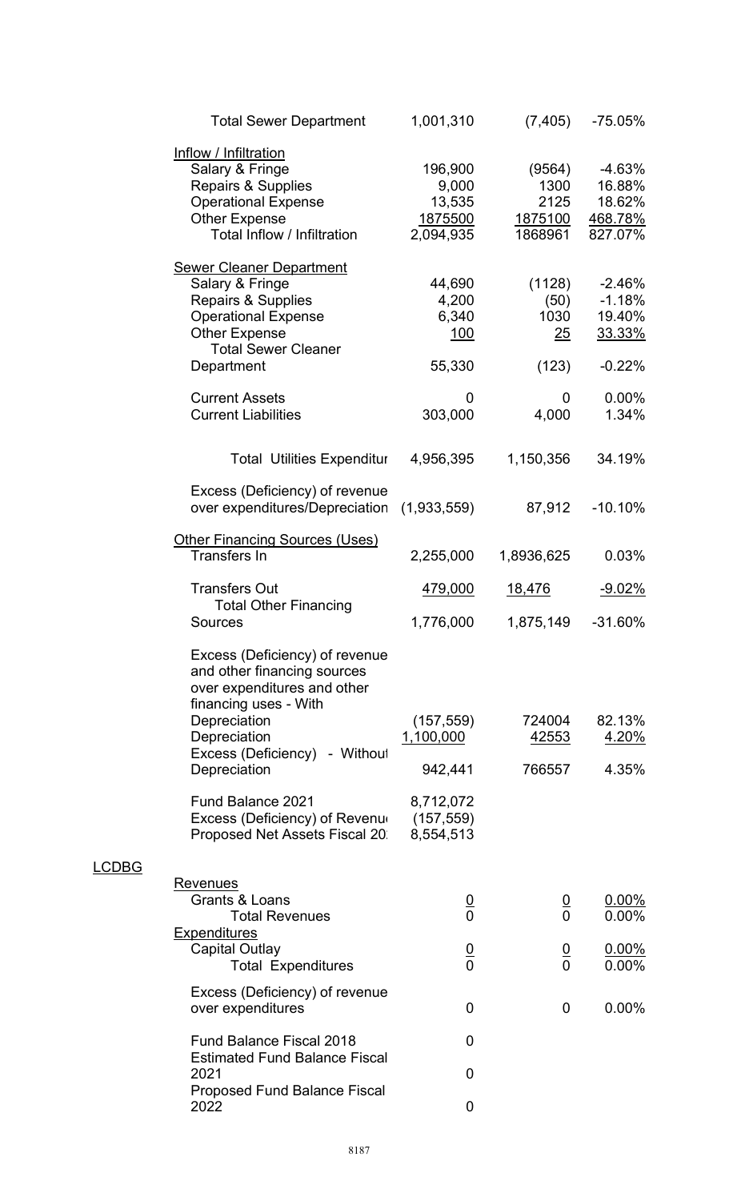| | | | |
|---|---|---|---|
| Total Sewer Department | 1,001,310 | (7,405) | -75.05% |
| Inflow / Infiltration | | | |
| Salary & Fringe | 196,900 | (9564) | -4.63% |
| Repairs & Supplies | 9,000 | 1300 | 16.88% |
| Operational Expense | 13,535 | 2125 | 18.62% |
| Other Expense | 1875500 | 1875100 | 468.78% |
| Total Inflow / Infiltration | 2,094,935 | 1868961 | 827.07% |
| Sewer Cleaner Department | | | |
| Salary & Fringe | 44,690 | (1128) | -2.46% |
| Repairs & Supplies | 4,200 | (50) | -1.18% |
| Operational Expense | 6,340 | 1030 | 19.40% |
| Other Expense | 100 | 25 | 33.33% |
| Total Sewer Cleaner Department | 55,330 | (123) | -0.22% |
| Current Assets | 0 | 0 | 0.00% |
| Current Liabilities | 303,000 | 4,000 | 1.34% |
| Total Utilities Expenditur | 4,956,395 | 1,150,356 | 34.19% |
| Excess (Deficiency) of revenue over expenditures/Depreciation | (1,933,559) | 87,912 | -10.10% |
| Other Financing Sources (Uses) | | | |
| Transfers In | 2,255,000 | 1,8936,625 | 0.03% |
| Transfers Out | 479,000 | 18,476 | -9.02% |
| Total Other Financing Sources | 1,776,000 | 1,875,149 | -31.60% |
| Excess (Deficiency) of revenue and other financing sources over expenditures and other financing uses - With Depreciation | (157,559) | 724004 | 82.13% |
| Depreciation | 1,100,000 | 42553 | 4.20% |
| Excess (Deficiency) - Without Depreciation | 942,441 | 766557 | 4.35% |
| Fund Balance 2021 | 8,712,072 | | |
| Excess (Deficiency) of Revenu | (157,559) | | |
| Proposed Net Assets Fiscal 20 | 8,554,513 | | |

## LCDBG

| | | | |
|---|---|---|---|
| Revenues | | | |
| Grants & Loans | 0 | 0 | 0.00% |
| Total Revenues | 0 | 0 | 0.00% |
| Expenditures | | | |
| Capital Outlay | 0 | 0 | 0.00% |
| Total Expenditures | 0 | 0 | 0.00% |
| Excess (Deficiency) of revenue over expenditures | 0 | 0 | 0.00% |
| Fund Balance Fiscal 2018 | 0 | | |
| Estimated Fund Balance Fiscal 2021 | 0 | | |
| Proposed Fund Balance Fiscal 2022 | 0 | | |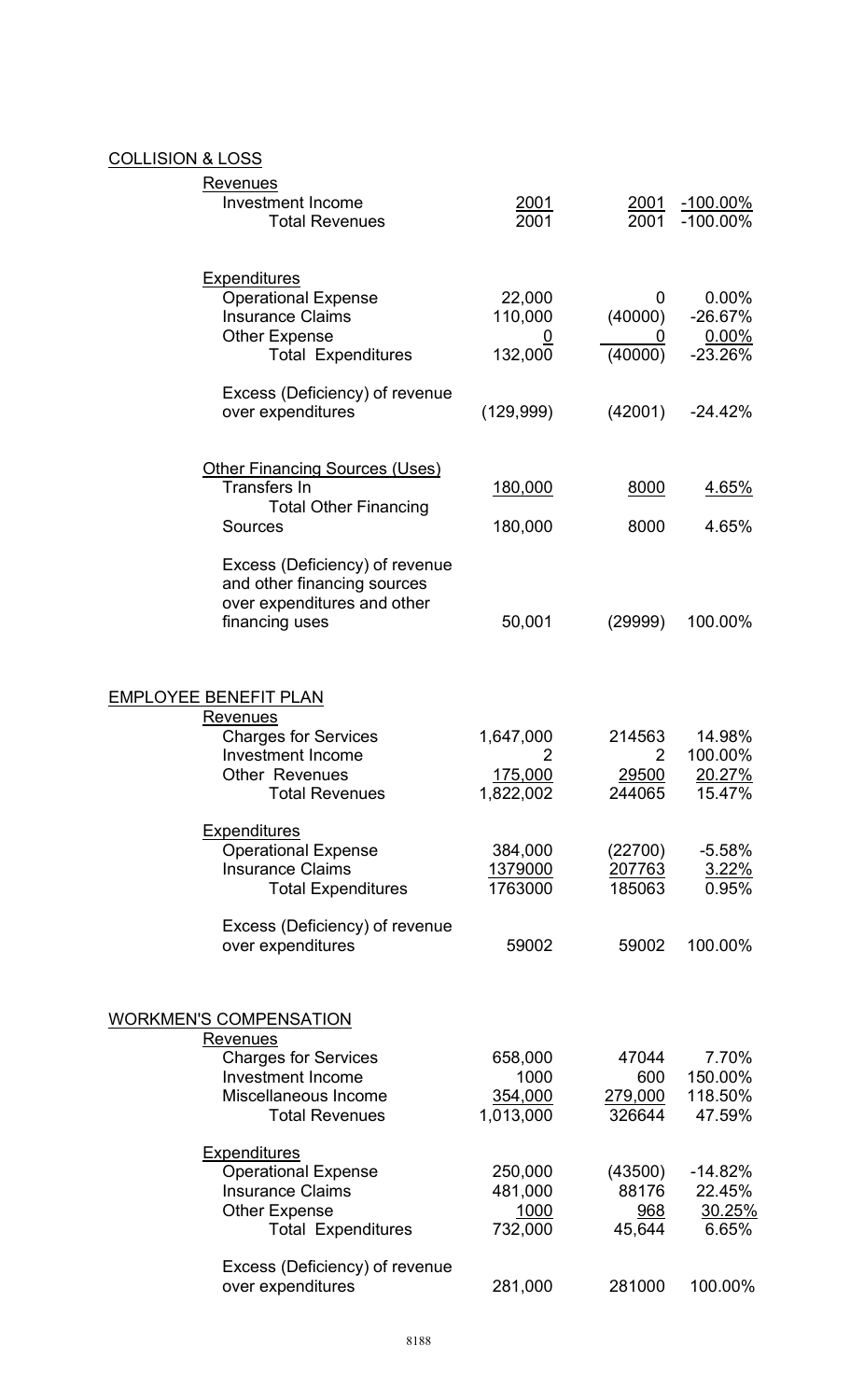## COLLISION & LOSS

| | | | |
|---|---|---|---|
| **Revenues** | | | |
| Investment Income | 2001 | 2001 | -100.00% |
| Total Revenues | 2001 | 2001 | -100.00% |
| | | | |
| **Expenditures** | | | |
| Operational Expense | 22,000 | 0 | 0.00% |
| Insurance Claims | 110,000 | (40000) | -26.67% |
| Other Expense | 0 | 0 | 0.00% |
| Total Expenditures | 132,000 | (40000) | -23.26% |
| | | | |
| Excess (Deficiency) of revenue over expenditures | (129,999) | (42001) | -24.42% |
| | | | |
| **Other Financing Sources (Uses)** | | | |
| Transfers In | 180,000 | 8000 | 4.65% |
| Total Other Financing Sources | 180,000 | 8000 | 4.65% |
| | | | |
| Excess (Deficiency) of revenue and other financing sources over expenditures and other financing uses | 50,001 | (29999) | 100.00% |

## EMPLOYEE BENEFIT PLAN

| | | | |
|---|---|---|---|
| **Revenues** | | | |
| Charges for Services | 1,647,000 | 214563 | 14.98% |
| Investment Income | 2 | 2 | 100.00% |
| Other Revenues | 175,000 | 29500 | 20.27% |
| Total Revenues | 1,822,002 | 244065 | 15.47% |
| | | | |
| **Expenditures** | | | |
| Operational Expense | 384,000 | (22700) | -5.58% |
| Insurance Claims | 1379000 | 207763 | 3.22% |
| Total Expenditures | 1763000 | 185063 | 0.95% |
| | | | |
| Excess (Deficiency) of revenue over expenditures | 59002 | 59002 | 100.00% |

## WORKMEN'S COMPENSATION

| | | | |
|---|---|---|---|
| **Revenues** | | | |
| Charges for Services | 658,000 | 47044 | 7.70% |
| Investment Income | 1000 | 600 | 150.00% |
| Miscellaneous Income | 354,000 | 279,000 | 118.50% |
| Total Revenues | 1,013,000 | 326644 | 47.59% |
| | | | |
| **Expenditures** | | | |
| Operational Expense | 250,000 | (43500) | -14.82% |
| Insurance Claims | 481,000 | 88176 | 22.45% |
| Other Expense | 1000 | 968 | 30.25% |
| Total Expenditures | 732,000 | 45,644 | 6.65% |
| | | | |
| Excess (Deficiency) of revenue over expenditures | 281,000 | 281000 | 100.00% |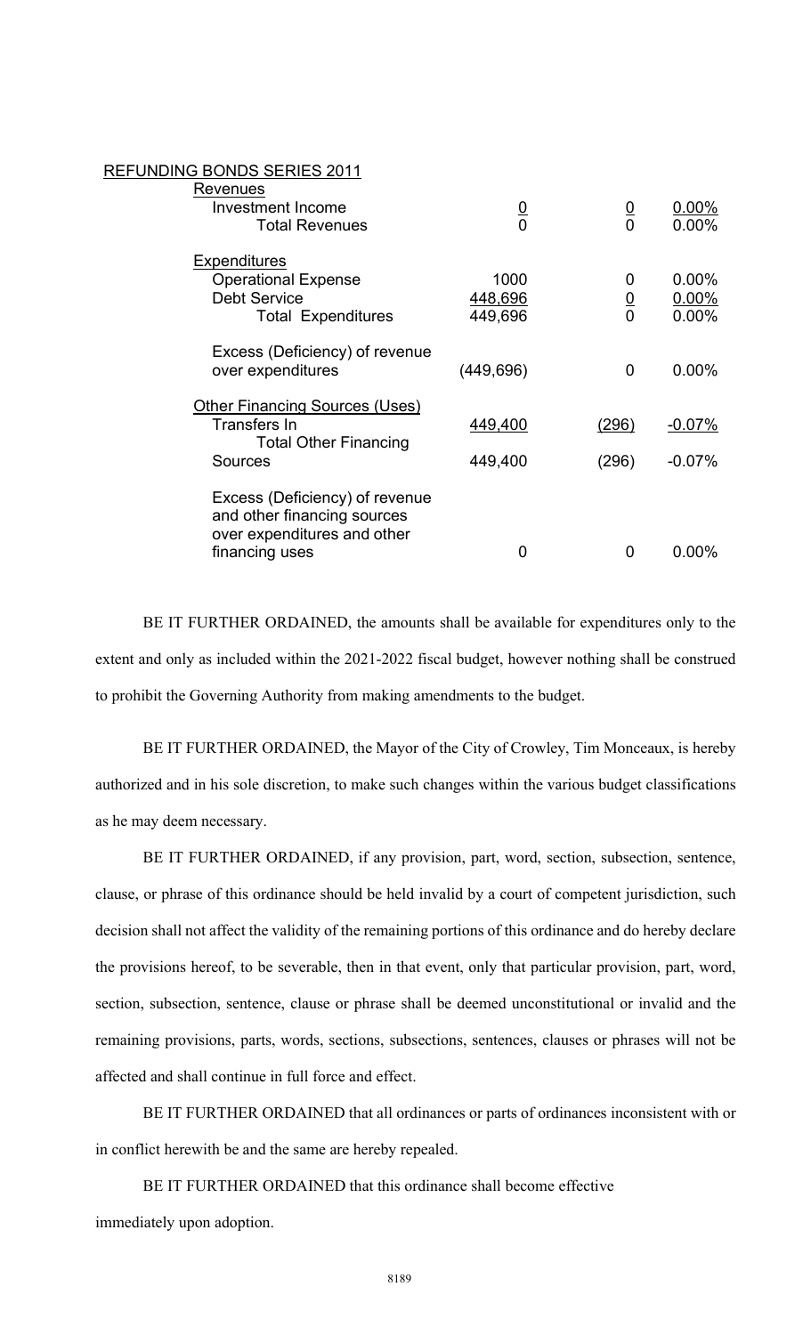REFUNDING BONDS SERIES 2011

| | | | |
|---|---|---|---|
| **Revenues** | | | |
| Investment Income | 0 | 0 | 0.00% |
| Total Revenues | 0 | 0 | 0.00% |
| | | | |
| **Expenditures** | | | |
| Operational Expense | 1000 | 0 | 0.00% |
| Debt Service | 448,696 | 0 | 0.00% |
| Total Expenditures | 449,696 | 0 | 0.00% |
| | | | |
| Excess (Deficiency) of revenue over expenditures | (449,696) | 0 | 0.00% |
| | | | |
| **Other Financing Sources (Uses)** | | | |
| Transfers In | 449,400 | (296) | -0.07% |
| Total Other Financing Sources | 449,400 | (296) | -0.07% |
| | | | |
| Excess (Deficiency) of revenue and other financing sources over expenditures and other financing uses | 0 | 0 | 0.00% |

BE IT FURTHER ORDAINED, the amounts shall be available for expenditures only to the extent and only as included within the 2021-2022 fiscal budget, however nothing shall be construed to prohibit the Governing Authority from making amendments to the budget.

BE IT FURTHER ORDAINED, the Mayor of the City of Crowley, Tim Monceaux, is hereby authorized and in his sole discretion, to make such changes within the various budget classifications as he may deem necessary.

BE IT FURTHER ORDAINED, if any provision, part, word, section, subsection, sentence, clause, or phrase of this ordinance should be held invalid by a court of competent jurisdiction, such decision shall not affect the validity of the remaining portions of this ordinance and do hereby declare the provisions hereof, to be severable, then in that event, only that particular provision, part, word, section, subsection, sentence, clause or phrase shall be deemed unconstitutional or invalid and the remaining provisions, parts, words, sections, subsections, sentences, clauses or phrases will not be affected and shall continue in full force and effect.

BE IT FURTHER ORDAINED that all ordinances or parts of ordinances inconsistent with or in conflict herewith be and the same are hereby repealed.

BE IT FURTHER ORDAINED that this ordinance shall become effective immediately upon adoption.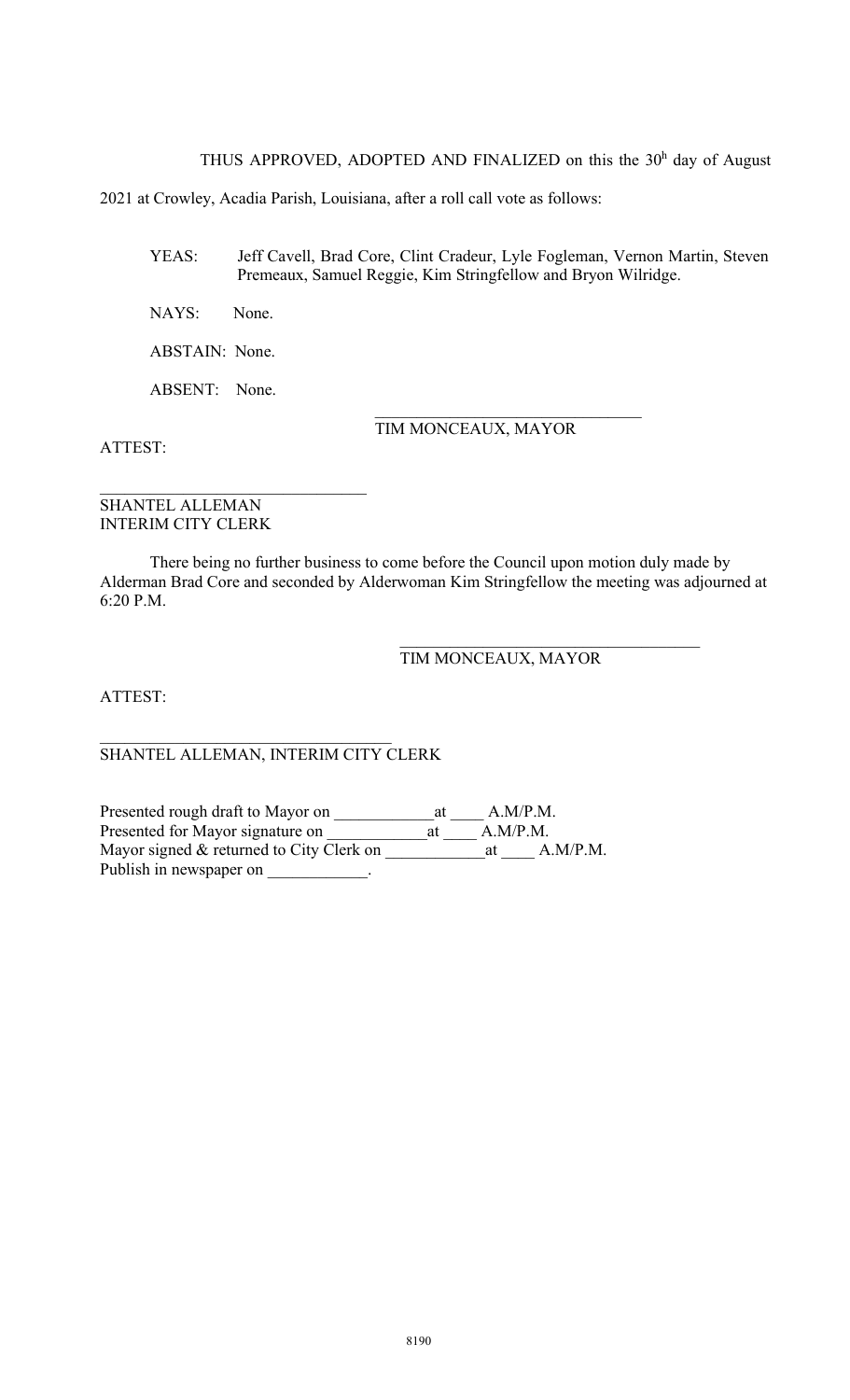THUS APPROVED, ADOPTED AND FINALIZED on this the 30[h] day of August 2021 at Crowley, Acadia Parish, Louisiana, after a roll call vote as follows:

YEAS: Jeff Cavell, Brad Core, Clint Cradeur, Lyle Fogleman, Vernon Martin, Steven Premeaux, Samuel Reggie, Kim Stringfellow and Bryon Wilridge.

NAYS: None.

ABSTAIN: None.

ABSENT: None.

\_\_\_\_\_\_\_\_\_\_\_\_\_\_\_\_\_\_\_\_\_\_\_\_\_\_\_\_\_\_\_\_
TIM MONCEAUX, MAYOR

ATTEST:

\_\_\_\_\_\_\_\_\_\_\_\_\_\_\_\_\_\_\_\_\_\_\_\_\_\_\_\_\_\_\_\_
SHANTEL ALLEMAN
INTERIM CITY CLERK

There being no further business to come before the Council upon motion duly made by Alderman Brad Core and seconded by Alderwoman Kim Stringfellow the meeting was adjourned at 6:20 P.M.

\_\_\_\_\_\_\_\_\_\_\_\_\_\_\_\_\_\_\_\_\_\_\_\_\_\_\_\_\_\_\_\_
TIM MONCEAUX, MAYOR

ATTEST:

\_\_\_\_\_\_\_\_\_\_\_\_\_\_\_\_\_\_\_\_\_\_\_\_\_\_\_\_\_\_\_\_
SHANTEL ALLEMAN, INTERIM CITY CLERK

Presented rough draft to Mayor on \_\_\_\_\_\_\_\_\_\_\_\_at \_\_\_\_ A.M/P.M.
Presented for Mayor signature on \_\_\_\_\_\_\_\_\_\_\_\_at \_\_\_\_ A.M/P.M.
Mayor signed & returned to City Clerk on \_\_\_\_\_\_\_\_\_\_\_\_at \_\_\_\_ A.M/P.M.
Publish in newspaper on \_\_\_\_\_\_\_\_\_\_\_\_.